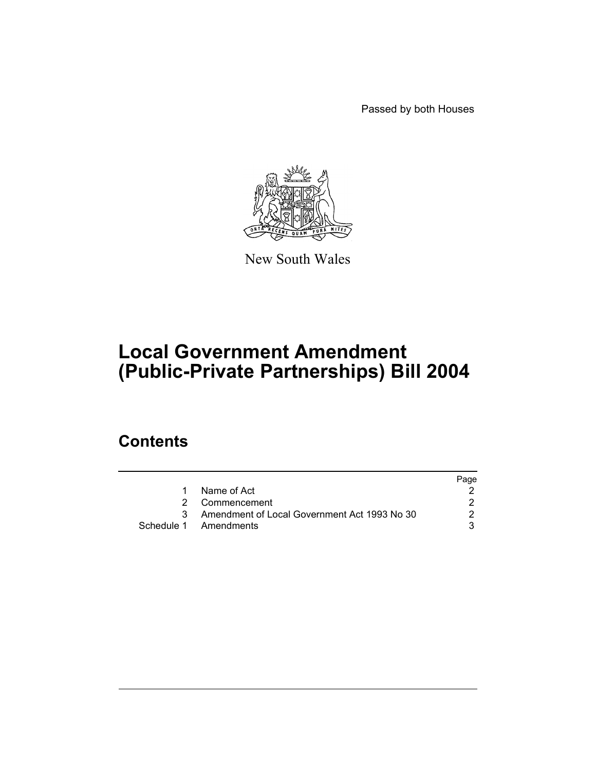Passed by both Houses

New South Wales

# Local Government Amendment (Public-Private Partnerships) Bill 2004

## Contents

| | | Page |
|---|---|---|
| 1 | Name of Act | 2 |
| 2 | Commencement | 2 |
| 3 | Amendment of Local Government Act 1993 No 30 | 2 |
| Schedule 1 | Amendments | 3 |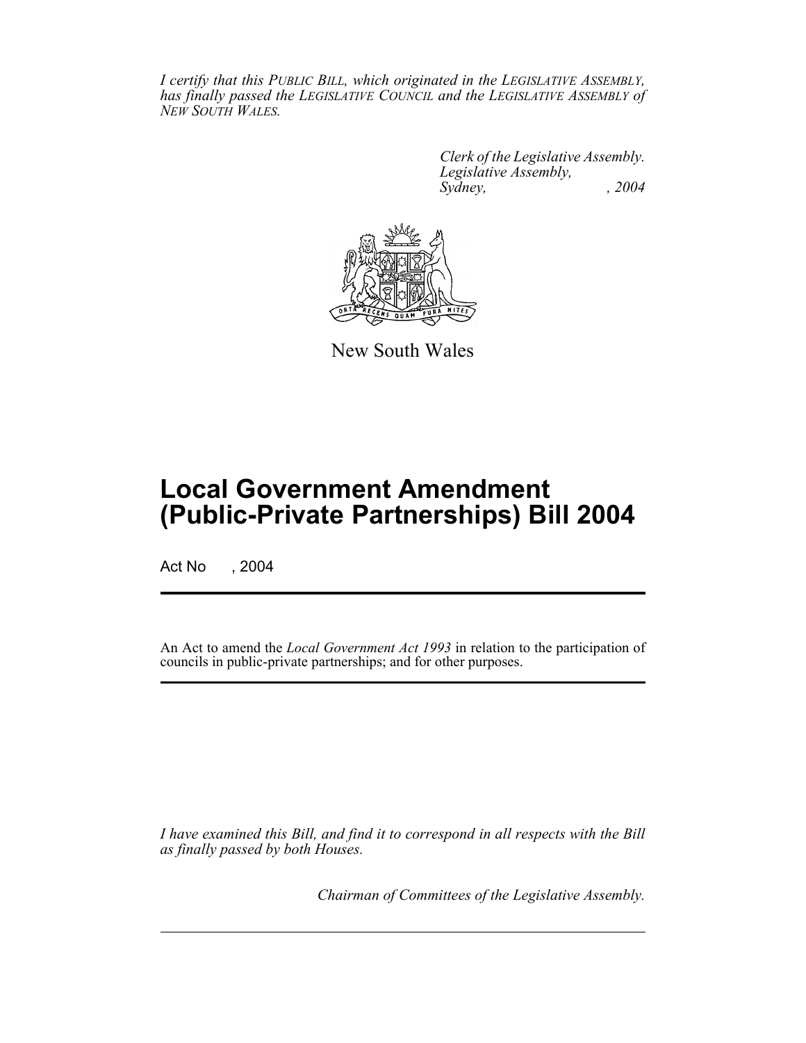*I certify that this PUBLIC BILL, which originated in the LEGISLATIVE ASSEMBLY, has finally passed the LEGISLATIVE COUNCIL and the LEGISLATIVE ASSEMBLY of NEW SOUTH WALES.*

*Clerk of the Legislative Assembly.*
*Legislative Assembly,*
*Sydney, , 2004*

New South Wales

# Local Government Amendment (Public-Private Partnerships) Bill 2004

Act No , 2004

An Act to amend the *Local Government Act 1993* in relation to the participation of councils in public-private partnerships; and for other purposes.

*I have examined this Bill, and find it to correspond in all respects with the Bill as finally passed by both Houses.*

*Chairman of Committees of the Legislative Assembly.*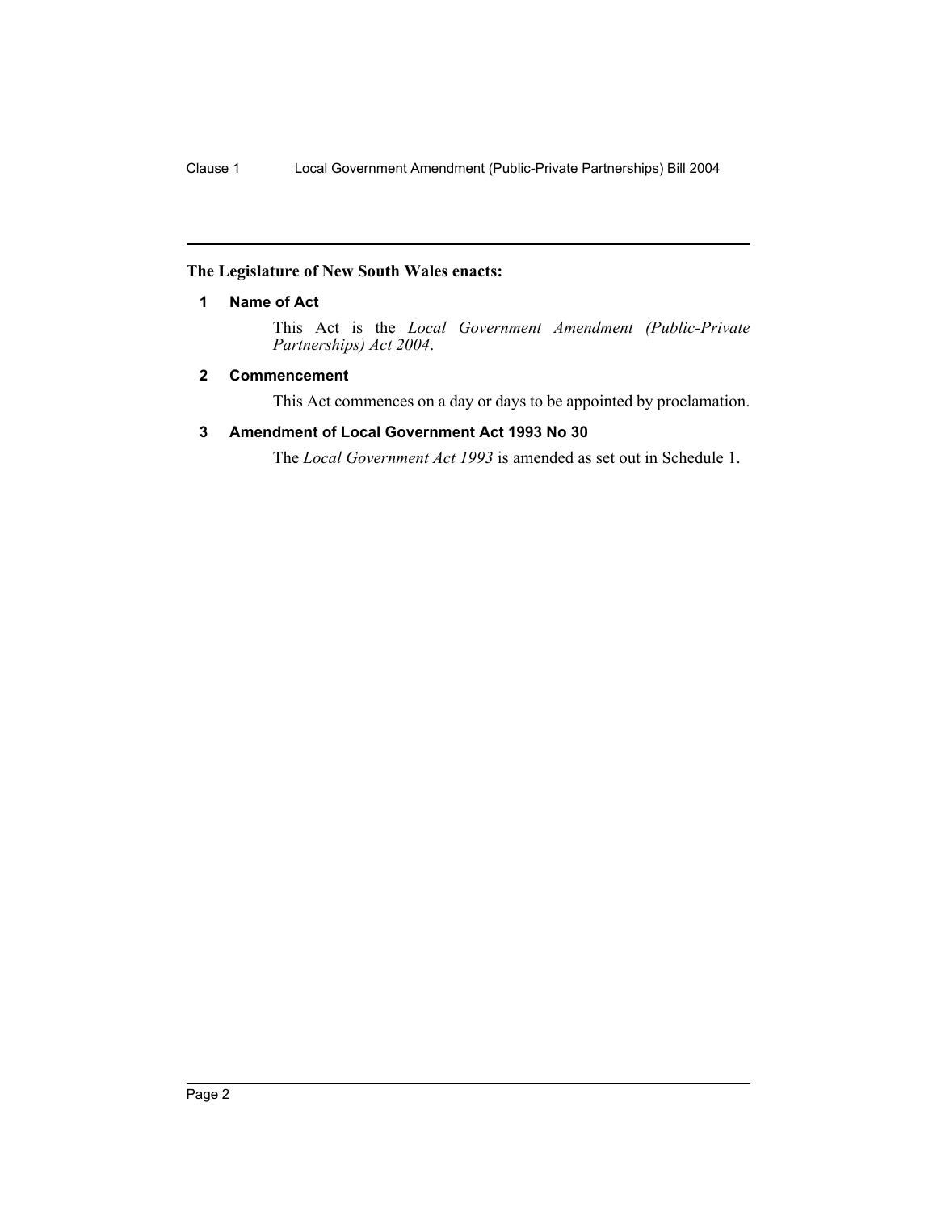**The Legislature of New South Wales enacts:**

## 1 Name of Act

This Act is the *Local Government Amendment (Public-Private Partnerships) Act 2004*.

## 2 Commencement

This Act commences on a day or days to be appointed by proclamation.

## 3 Amendment of Local Government Act 1993 No 30

The *Local Government Act 1993* is amended as set out in Schedule 1.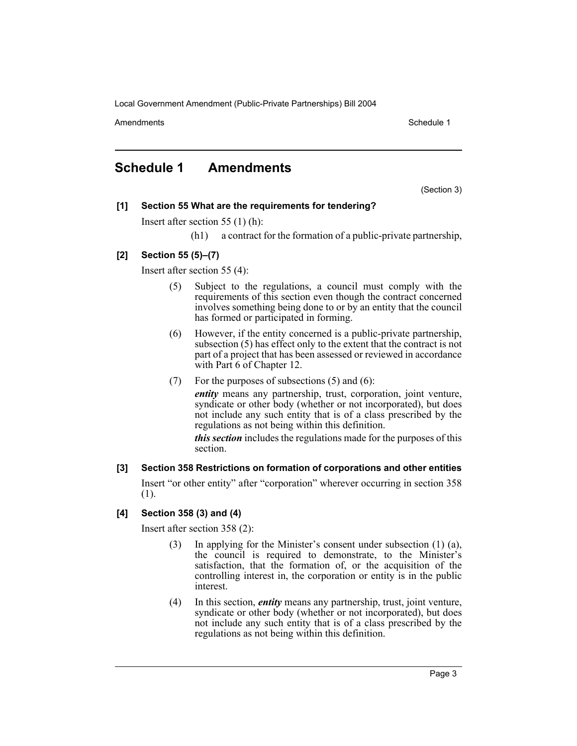# Schedule 1 Amendments

(Section 3)

**[1] Section 55 What are the requirements for tendering?**

Insert after section 55 (1) (h):

(h1) a contract for the formation of a public-private partnership,

**[2] Section 55 (5)–(7)**

Insert after section 55 (4):

(5) Subject to the regulations, a council must comply with the requirements of this section even though the contract concerned involves something being done to or by an entity that the council has formed or participated in forming.

(6) However, if the entity concerned is a public-private partnership, subsection (5) has effect only to the extent that the contract is not part of a project that has been assessed or reviewed in accordance with Part 6 of Chapter 12.

(7) For the purposes of subsections (5) and (6):

***entity*** means any partnership, trust, corporation, joint venture, syndicate or other body (whether or not incorporated), but does not include any such entity that is of a class prescribed by the regulations as not being within this definition.

***this section*** includes the regulations made for the purposes of this section.

**[3] Section 358 Restrictions on formation of corporations and other entities**

Insert "or other entity" after "corporation" wherever occurring in section 358 (1).

**[4] Section 358 (3) and (4)**

Insert after section 358 (2):

(3) In applying for the Minister's consent under subsection (1) (a), the council is required to demonstrate, to the Minister's satisfaction, that the formation of, or the acquisition of the controlling interest in, the corporation or entity is in the public interest.

(4) In this section, ***entity*** means any partnership, trust, joint venture, syndicate or other body (whether or not incorporated), but does not include any such entity that is of a class prescribed by the regulations as not being within this definition.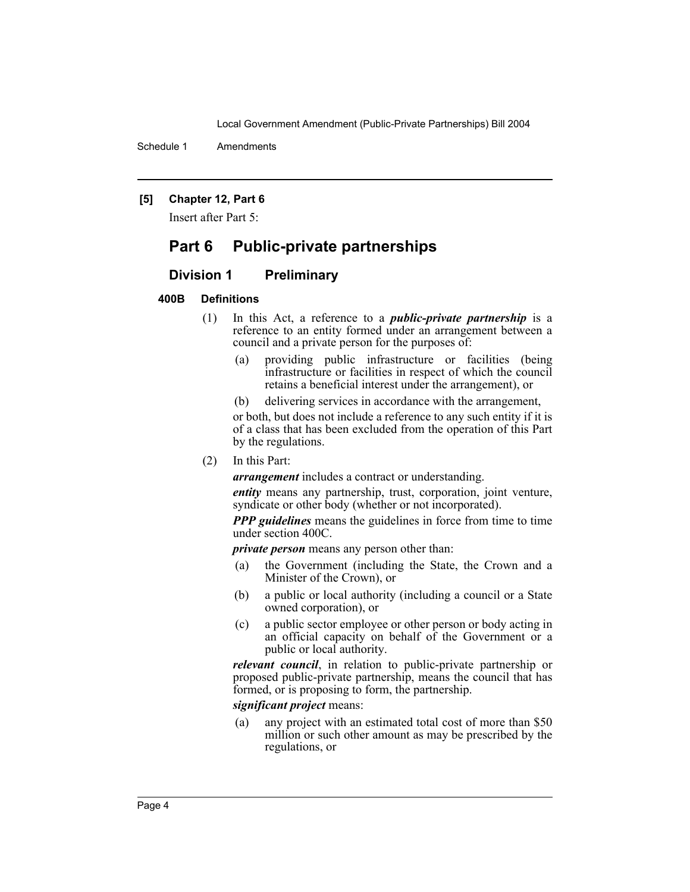**[5] Chapter 12, Part 6**

Insert after Part 5:

# Part 6 Public-private partnerships

## Division 1 Preliminary

### 400B Definitions

(1) In this Act, a reference to a ***public-private partnership*** is a reference to an entity formed under an arrangement between a council and a private person for the purposes of:

- (a) providing public infrastructure or facilities (being infrastructure or facilities in respect of which the council retains a beneficial interest under the arrangement), or
- (b) delivering services in accordance with the arrangement,

or both, but does not include a reference to any such entity if it is of a class that has been excluded from the operation of this Part by the regulations.

(2) In this Part:

***arrangement*** includes a contract or understanding.

***entity*** means any partnership, trust, corporation, joint venture, syndicate or other body (whether or not incorporated).

***PPP guidelines*** means the guidelines in force from time to time under section 400C.

***private person*** means any person other than:

- (a) the Government (including the State, the Crown and a Minister of the Crown), or
- (b) a public or local authority (including a council or a State owned corporation), or
- (c) a public sector employee or other person or body acting in an official capacity on behalf of the Government or a public or local authority.

***relevant council***, in relation to public-private partnership or proposed public-private partnership, means the council that has formed, or is proposing to form, the partnership.

***significant project*** means:

- (a) any project with an estimated total cost of more than $50 million or such other amount as may be prescribed by the regulations, or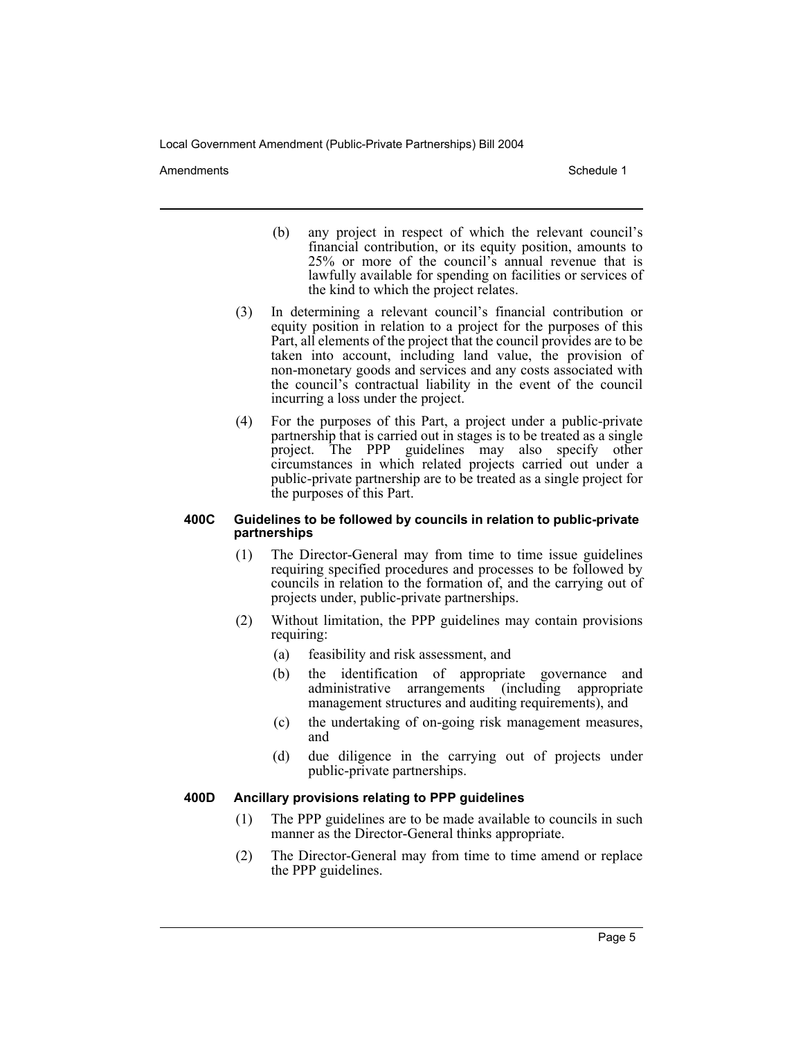(b) any project in respect of which the relevant council's financial contribution, or its equity position, amounts to 25% or more of the council's annual revenue that is lawfully available for spending on facilities or services of the kind to which the project relates.

(3) In determining a relevant council's financial contribution or equity position in relation to a project for the purposes of this Part, all elements of the project that the council provides are to be taken into account, including land value, the provision of non-monetary goods and services and any costs associated with the council's contractual liability in the event of the council incurring a loss under the project.

(4) For the purposes of this Part, a project under a public-private partnership that is carried out in stages is to be treated as a single project. The PPP guidelines may also specify other circumstances in which related projects carried out under a public-private partnership are to be treated as a single project for the purposes of this Part.

**400C Guidelines to be followed by councils in relation to public-private partnerships**

(1) The Director-General may from time to time issue guidelines requiring specified procedures and processes to be followed by councils in relation to the formation of, and the carrying out of projects under, public-private partnerships.

(2) Without limitation, the PPP guidelines may contain provisions requiring:

(a) feasibility and risk assessment, and

(b) the identification of appropriate governance and administrative arrangements (including appropriate management structures and auditing requirements), and

(c) the undertaking of on-going risk management measures, and

(d) due diligence in the carrying out of projects under public-private partnerships.

**400D Ancillary provisions relating to PPP guidelines**

(1) The PPP guidelines are to be made available to councils in such manner as the Director-General thinks appropriate.

(2) The Director-General may from time to time amend or replace the PPP guidelines.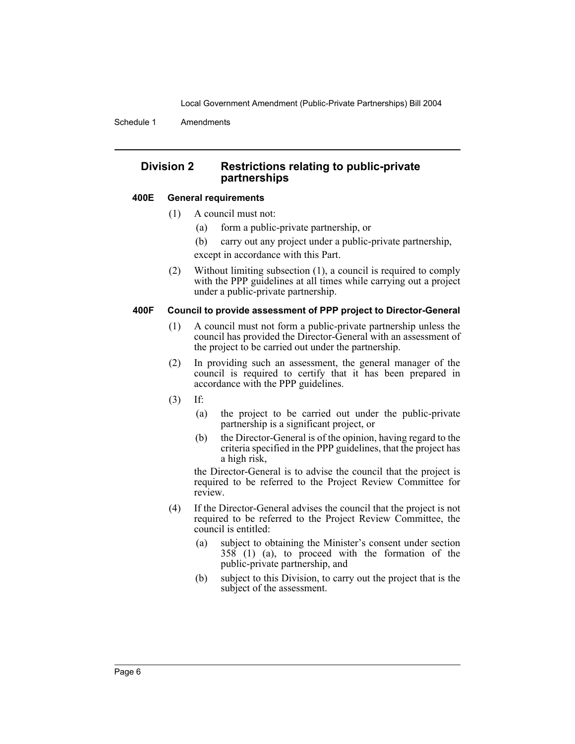## Division 2 Restrictions relating to public-private partnerships

### 400E General requirements

(1) A council must not:

(a) form a public-private partnership, or

(b) carry out any project under a public-private partnership,

except in accordance with this Part.

(2) Without limiting subsection (1), a council is required to comply with the PPP guidelines at all times while carrying out a project under a public-private partnership.

### 400F Council to provide assessment of PPP project to Director-General

(1) A council must not form a public-private partnership unless the council has provided the Director-General with an assessment of the project to be carried out under the partnership.

(2) In providing such an assessment, the general manager of the council is required to certify that it has been prepared in accordance with the PPP guidelines.

(3) If:

(a) the project to be carried out under the public-private partnership is a significant project, or

(b) the Director-General is of the opinion, having regard to the criteria specified in the PPP guidelines, that the project has a high risk,

the Director-General is to advise the council that the project is required to be referred to the Project Review Committee for review.

(4) If the Director-General advises the council that the project is not required to be referred to the Project Review Committee, the council is entitled:

(a) subject to obtaining the Minister's consent under section 358 (1) (a), to proceed with the formation of the public-private partnership, and

(b) subject to this Division, to carry out the project that is the subject of the assessment.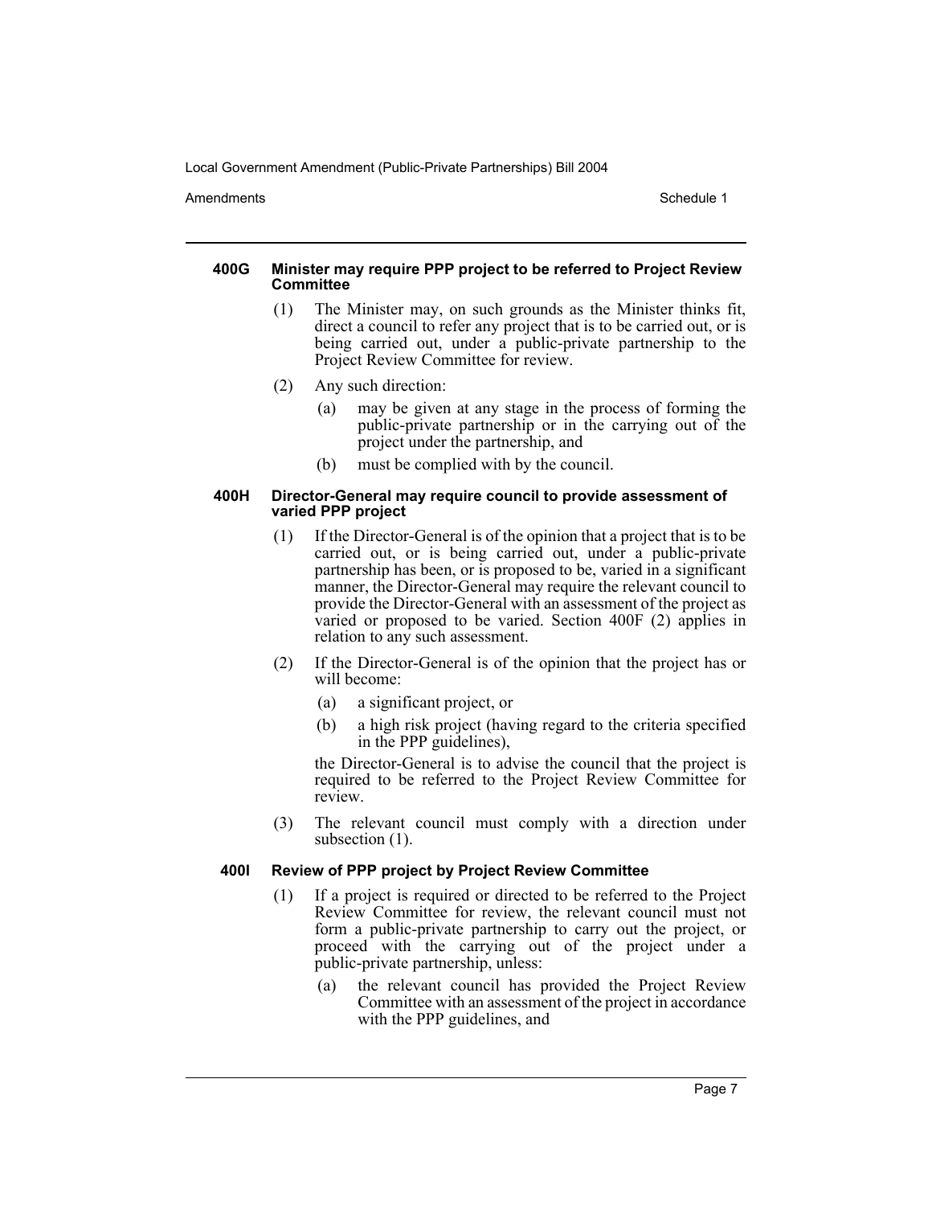#### 400G Minister may require PPP project to be referred to Project Review Committee

(1) The Minister may, on such grounds as the Minister thinks fit, direct a council to refer any project that is to be carried out, or is being carried out, under a public-private partnership to the Project Review Committee for review.

(2) Any such direction:

(a) may be given at any stage in the process of forming the public-private partnership or in the carrying out of the project under the partnership, and

(b) must be complied with by the council.

#### 400H Director-General may require council to provide assessment of varied PPP project

(1) If the Director-General is of the opinion that a project that is to be carried out, or is being carried out, under a public-private partnership has been, or is proposed to be, varied in a significant manner, the Director-General may require the relevant council to provide the Director-General with an assessment of the project as varied or proposed to be varied. Section 400F (2) applies in relation to any such assessment.

(2) If the Director-General is of the opinion that the project has or will become:

(a) a significant project, or

(b) a high risk project (having regard to the criteria specified in the PPP guidelines),

the Director-General is to advise the council that the project is required to be referred to the Project Review Committee for review.

(3) The relevant council must comply with a direction under subsection (1).

#### 400I Review of PPP project by Project Review Committee

(1) If a project is required or directed to be referred to the Project Review Committee for review, the relevant council must not form a public-private partnership to carry out the project, or proceed with the carrying out of the project under a public-private partnership, unless:

(a) the relevant council has provided the Project Review Committee with an assessment of the project in accordance with the PPP guidelines, and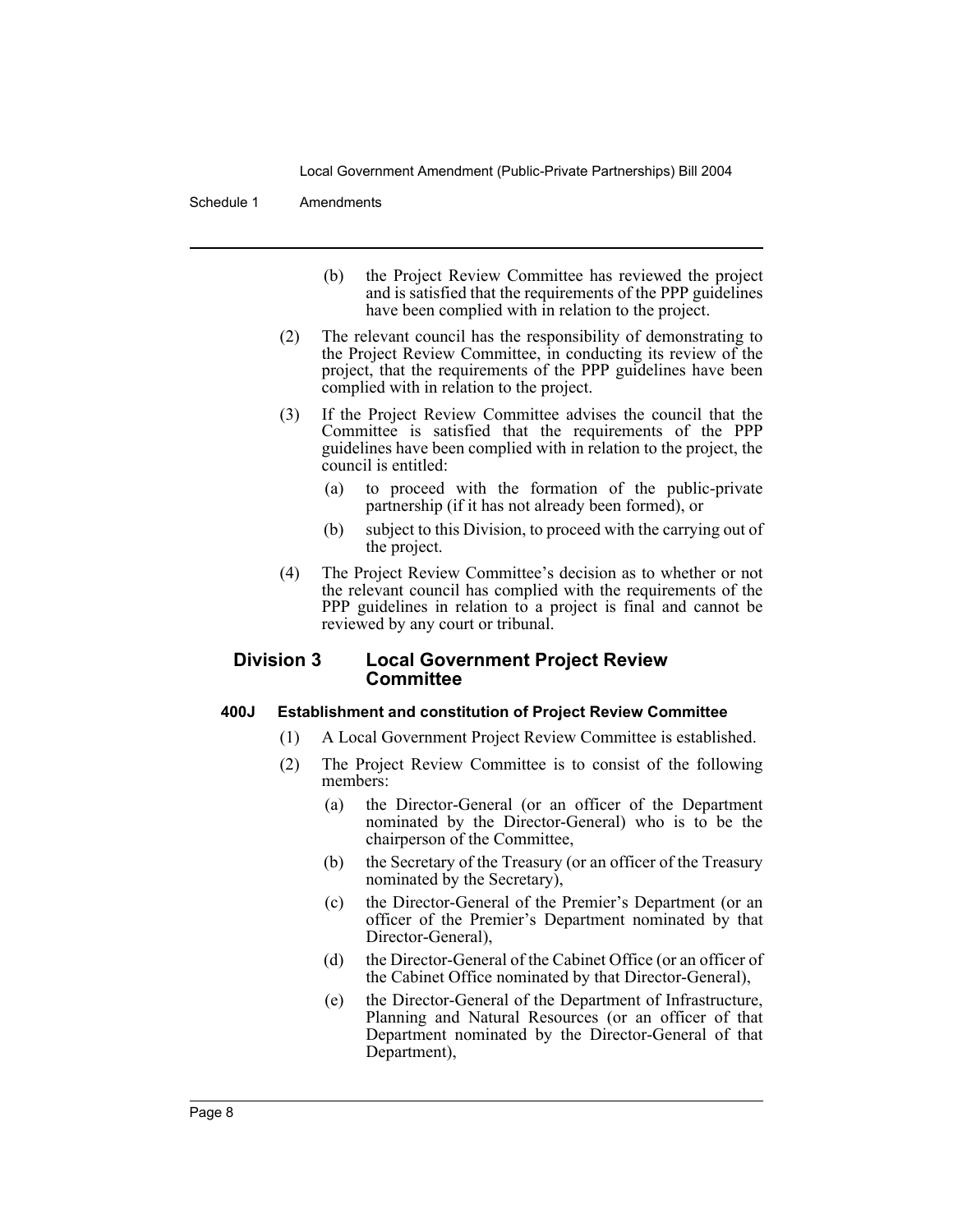(b) the Project Review Committee has reviewed the project and is satisfied that the requirements of the PPP guidelines have been complied with in relation to the project.

(2) The relevant council has the responsibility of demonstrating to the Project Review Committee, in conducting its review of the project, that the requirements of the PPP guidelines have been complied with in relation to the project.

(3) If the Project Review Committee advises the council that the Committee is satisfied that the requirements of the PPP guidelines have been complied with in relation to the project, the council is entitled:

(a) to proceed with the formation of the public-private partnership (if it has not already been formed), or

(b) subject to this Division, to proceed with the carrying out of the project.

(4) The Project Review Committee's decision as to whether or not the relevant council has complied with the requirements of the PPP guidelines in relation to a project is final and cannot be reviewed by any court or tribunal.

## Division 3 Local Government Project Review Committee

### 400J Establishment and constitution of Project Review Committee

(1) A Local Government Project Review Committee is established.

(2) The Project Review Committee is to consist of the following members:

(a) the Director-General (or an officer of the Department nominated by the Director-General) who is to be the chairperson of the Committee,

(b) the Secretary of the Treasury (or an officer of the Treasury nominated by the Secretary),

(c) the Director-General of the Premier's Department (or an officer of the Premier's Department nominated by that Director-General),

(d) the Director-General of the Cabinet Office (or an officer of the Cabinet Office nominated by that Director-General),

(e) the Director-General of the Department of Infrastructure, Planning and Natural Resources (or an officer of that Department nominated by the Director-General of that Department),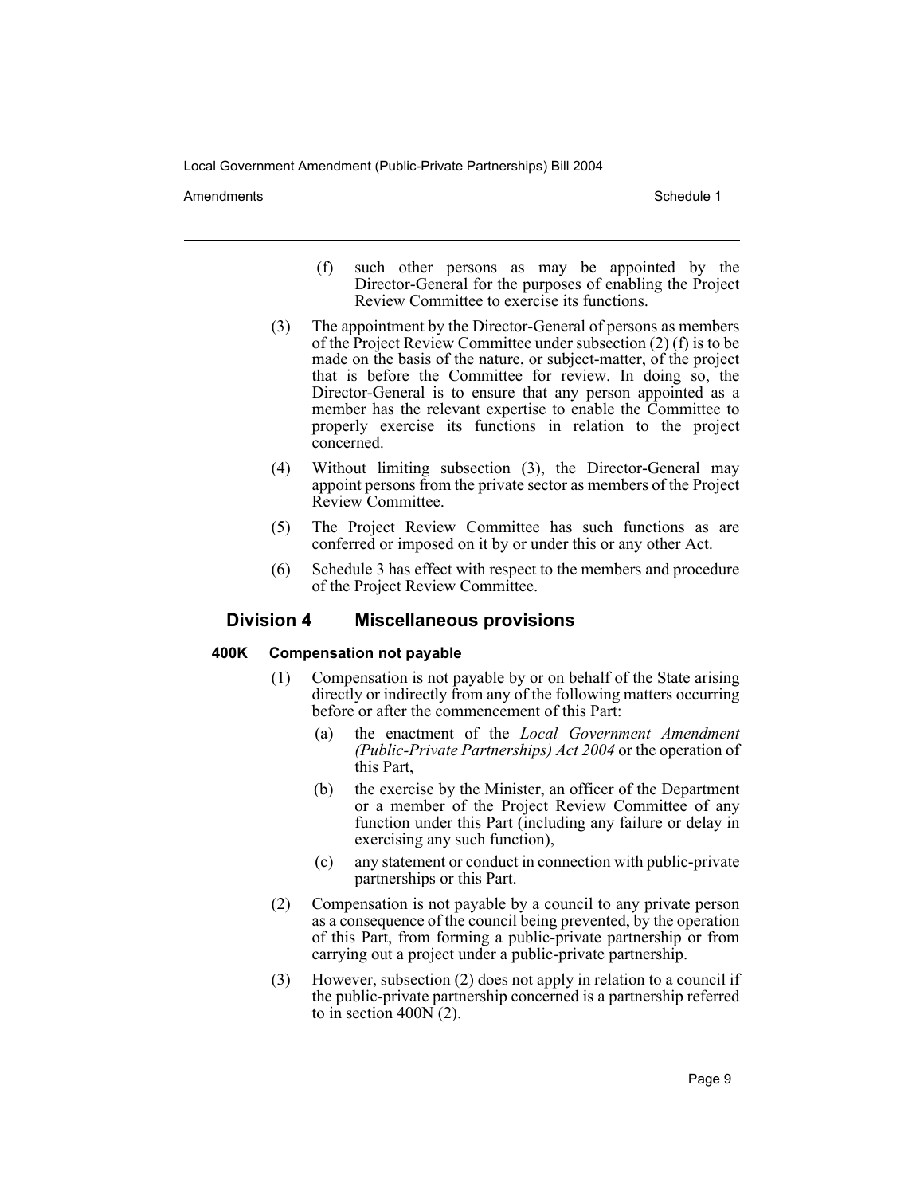(f) such other persons as may be appointed by the Director-General for the purposes of enabling the Project Review Committee to exercise its functions.

(3) The appointment by the Director-General of persons as members of the Project Review Committee under subsection (2) (f) is to be made on the basis of the nature, or subject-matter, of the project that is before the Committee for review. In doing so, the Director-General is to ensure that any person appointed as a member has the relevant expertise to enable the Committee to properly exercise its functions in relation to the project concerned.

(4) Without limiting subsection (3), the Director-General may appoint persons from the private sector as members of the Project Review Committee.

(5) The Project Review Committee has such functions as are conferred or imposed on it by or under this or any other Act.

(6) Schedule 3 has effect with respect to the members and procedure of the Project Review Committee.

## Division 4 Miscellaneous provisions

### 400K Compensation not payable

(1) Compensation is not payable by or on behalf of the State arising directly or indirectly from any of the following matters occurring before or after the commencement of this Part:

(a) the enactment of the *Local Government Amendment (Public-Private Partnerships) Act 2004* or the operation of this Part,

(b) the exercise by the Minister, an officer of the Department or a member of the Project Review Committee of any function under this Part (including any failure or delay in exercising any such function),

(c) any statement or conduct in connection with public-private partnerships or this Part.

(2) Compensation is not payable by a council to any private person as a consequence of the council being prevented, by the operation of this Part, from forming a public-private partnership or from carrying out a project under a public-private partnership.

(3) However, subsection (2) does not apply in relation to a council if the public-private partnership concerned is a partnership referred to in section 400N (2).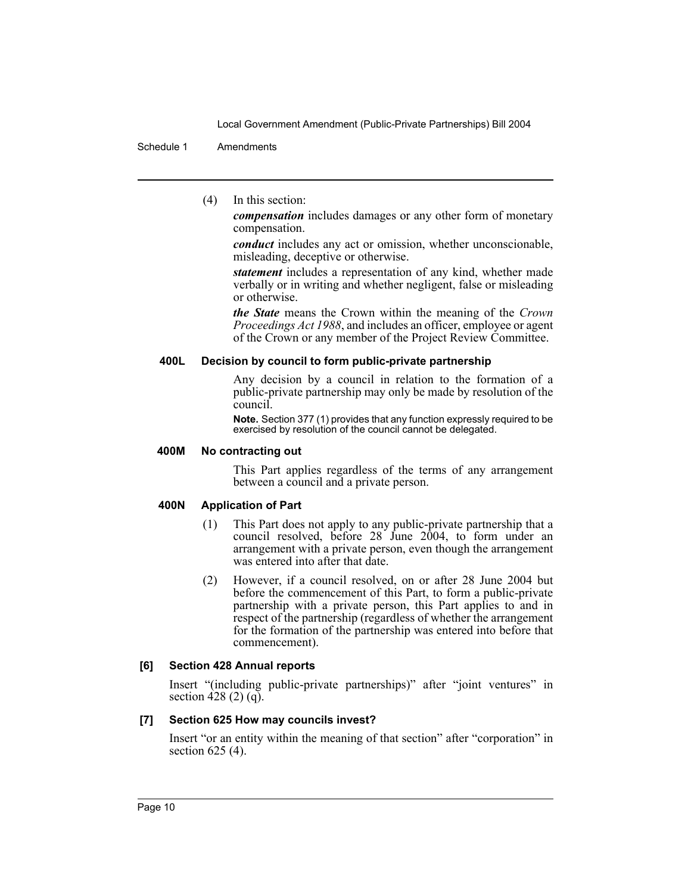(4) In this section:

***compensation*** includes damages or any other form of monetary compensation.

***conduct*** includes any act or omission, whether unconscionable, misleading, deceptive or otherwise.

***statement*** includes a representation of any kind, whether made verbally or in writing and whether negligent, false or misleading or otherwise.

***the State*** means the Crown within the meaning of the *Crown Proceedings Act 1988*, and includes an officer, employee or agent of the Crown or any member of the Project Review Committee.

#### 400L Decision by council to form public-private partnership

Any decision by a council in relation to the formation of a public-private partnership may only be made by resolution of the council.

**Note.** Section 377 (1) provides that any function expressly required to be exercised by resolution of the council cannot be delegated.

#### 400M No contracting out

This Part applies regardless of the terms of any arrangement between a council and a private person.

#### 400N Application of Part

(1) This Part does not apply to any public-private partnership that a council resolved, before 28 June 2004, to form under an arrangement with a private person, even though the arrangement was entered into after that date.

(2) However, if a council resolved, on or after 28 June 2004 but before the commencement of this Part, to form a public-private partnership with a private person, this Part applies to and in respect of the partnership (regardless of whether the arrangement for the formation of the partnership was entered into before that commencement).

### [6] Section 428 Annual reports

Insert "(including public-private partnerships)" after "joint ventures" in section 428 (2) (q).

### [7] Section 625 How may councils invest?

Insert "or an entity within the meaning of that section" after "corporation" in section 625 (4).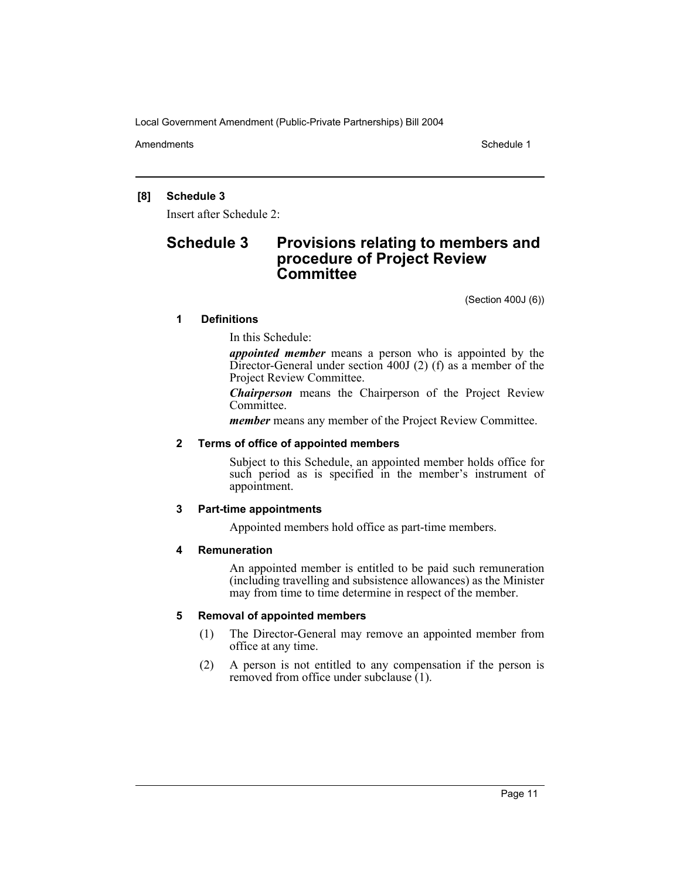**[8] Schedule 3**

Insert after Schedule 2:

# Schedule 3 Provisions relating to members and procedure of Project Review Committee

(Section 400J (6))

**1 Definitions**

In this Schedule:

***appointed member*** means a person who is appointed by the Director-General under section 400J (2) (f) as a member of the Project Review Committee.

***Chairperson*** means the Chairperson of the Project Review Committee.

***member*** means any member of the Project Review Committee.

**2 Terms of office of appointed members**

Subject to this Schedule, an appointed member holds office for such period as is specified in the member's instrument of appointment.

**3 Part-time appointments**

Appointed members hold office as part-time members.

**4 Remuneration**

An appointed member is entitled to be paid such remuneration (including travelling and subsistence allowances) as the Minister may from time to time determine in respect of the member.

**5 Removal of appointed members**

(1) The Director-General may remove an appointed member from office at any time.

(2) A person is not entitled to any compensation if the person is removed from office under subclause (1).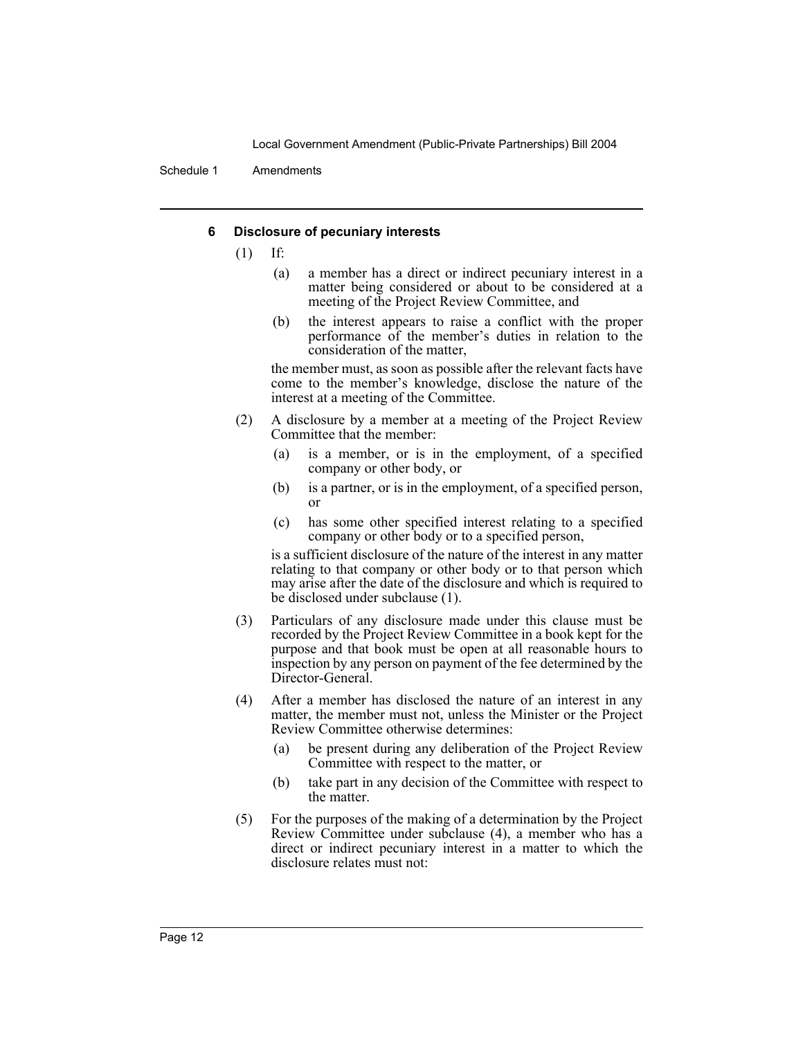#### 6 Disclosure of pecuniary interests

(1) If:

(a) a member has a direct or indirect pecuniary interest in a matter being considered or about to be considered at a meeting of the Project Review Committee, and

(b) the interest appears to raise a conflict with the proper performance of the member's duties in relation to the consideration of the matter,

the member must, as soon as possible after the relevant facts have come to the member's knowledge, disclose the nature of the interest at a meeting of the Committee.

(2) A disclosure by a member at a meeting of the Project Review Committee that the member:

(a) is a member, or is in the employment, of a specified company or other body, or

(b) is a partner, or is in the employment, of a specified person, or

(c) has some other specified interest relating to a specified company or other body or to a specified person,

is a sufficient disclosure of the nature of the interest in any matter relating to that company or other body or to that person which may arise after the date of the disclosure and which is required to be disclosed under subclause (1).

(3) Particulars of any disclosure made under this clause must be recorded by the Project Review Committee in a book kept for the purpose and that book must be open at all reasonable hours to inspection by any person on payment of the fee determined by the Director-General.

(4) After a member has disclosed the nature of an interest in any matter, the member must not, unless the Minister or the Project Review Committee otherwise determines:

(a) be present during any deliberation of the Project Review Committee with respect to the matter, or

(b) take part in any decision of the Committee with respect to the matter.

(5) For the purposes of the making of a determination by the Project Review Committee under subclause (4), a member who has a direct or indirect pecuniary interest in a matter to which the disclosure relates must not: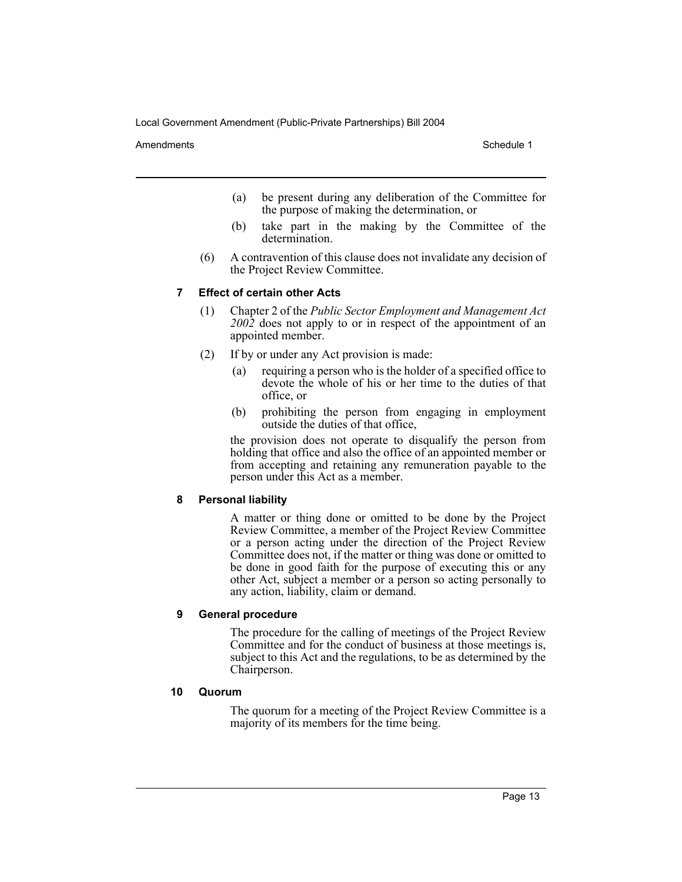(a) be present during any deliberation of the Committee for the purpose of making the determination, or

(b) take part in the making by the Committee of the determination.

(6) A contravention of this clause does not invalidate any decision of the Project Review Committee.

#### 7 Effect of certain other Acts

(1) Chapter 2 of the *Public Sector Employment and Management Act 2002* does not apply to or in respect of the appointment of an appointed member.

(2) If by or under any Act provision is made:

(a) requiring a person who is the holder of a specified office to devote the whole of his or her time to the duties of that office, or

(b) prohibiting the person from engaging in employment outside the duties of that office,

the provision does not operate to disqualify the person from holding that office and also the office of an appointed member or from accepting and retaining any remuneration payable to the person under this Act as a member.

#### 8 Personal liability

A matter or thing done or omitted to be done by the Project Review Committee, a member of the Project Review Committee or a person acting under the direction of the Project Review Committee does not, if the matter or thing was done or omitted to be done in good faith for the purpose of executing this or any other Act, subject a member or a person so acting personally to any action, liability, claim or demand.

#### 9 General procedure

The procedure for the calling of meetings of the Project Review Committee and for the conduct of business at those meetings is, subject to this Act and the regulations, to be as determined by the Chairperson.

#### 10 Quorum

The quorum for a meeting of the Project Review Committee is a majority of its members for the time being.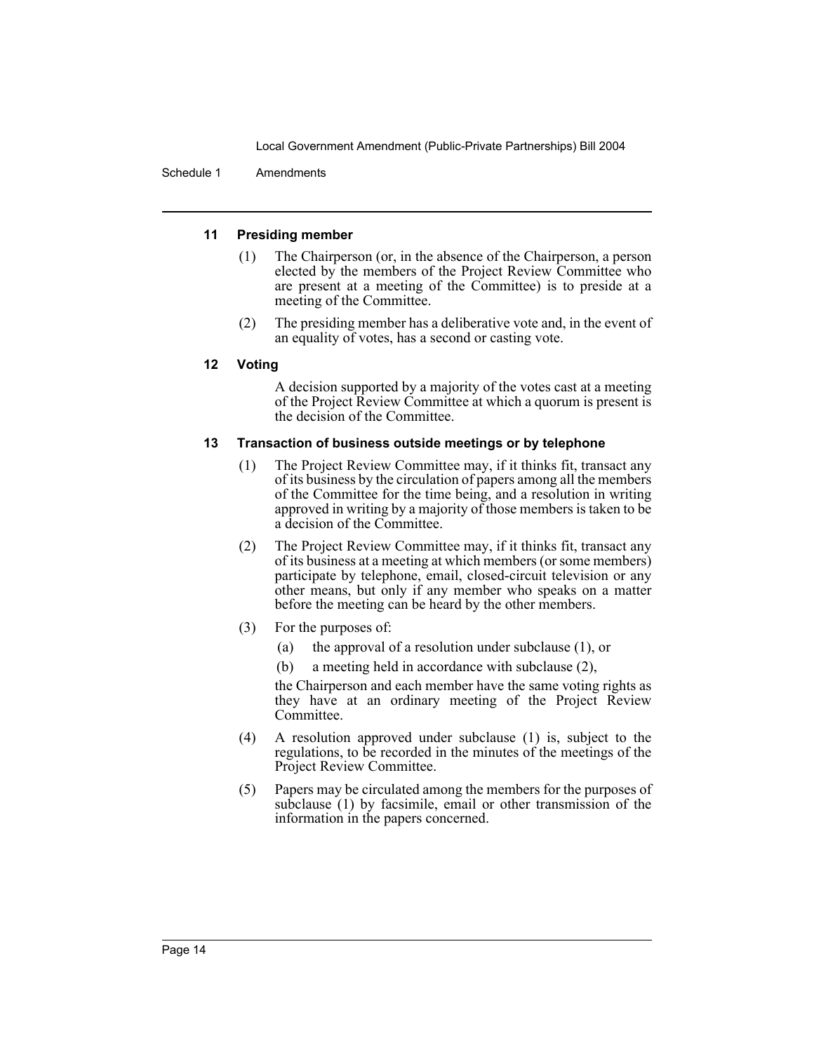### 11 Presiding member

(1) The Chairperson (or, in the absence of the Chairperson, a person elected by the members of the Project Review Committee who are present at a meeting of the Committee) is to preside at a meeting of the Committee.

(2) The presiding member has a deliberative vote and, in the event of an equality of votes, has a second or casting vote.

### 12 Voting

A decision supported by a majority of the votes cast at a meeting of the Project Review Committee at which a quorum is present is the decision of the Committee.

### 13 Transaction of business outside meetings or by telephone

(1) The Project Review Committee may, if it thinks fit, transact any of its business by the circulation of papers among all the members of the Committee for the time being, and a resolution in writing approved in writing by a majority of those members is taken to be a decision of the Committee.

(2) The Project Review Committee may, if it thinks fit, transact any of its business at a meeting at which members (or some members) participate by telephone, email, closed-circuit television or any other means, but only if any member who speaks on a matter before the meeting can be heard by the other members.

(3) For the purposes of:

- (a) the approval of a resolution under subclause (1), or
- (b) a meeting held in accordance with subclause (2),

the Chairperson and each member have the same voting rights as they have at an ordinary meeting of the Project Review Committee.

(4) A resolution approved under subclause (1) is, subject to the regulations, to be recorded in the minutes of the meetings of the Project Review Committee.

(5) Papers may be circulated among the members for the purposes of subclause (1) by facsimile, email or other transmission of the information in the papers concerned.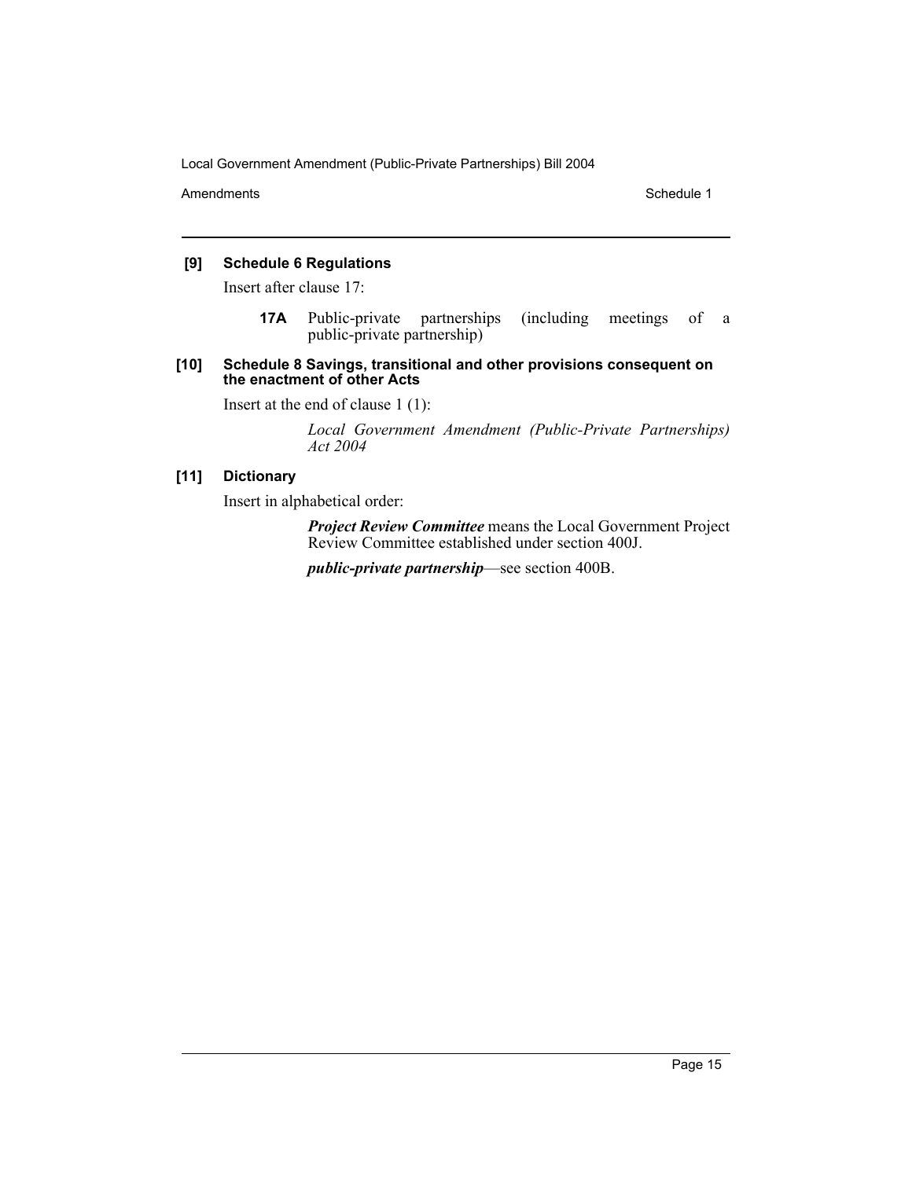**[9] Schedule 6 Regulations**

Insert after clause 17:

> **17A** Public-private partnerships (including meetings of a public-private partnership)

**[10] Schedule 8 Savings, transitional and other provisions consequent on the enactment of other Acts**

Insert at the end of clause 1 (1):

> *Local Government Amendment (Public-Private Partnerships) Act 2004*

**[11] Dictionary**

Insert in alphabetical order:

> ***Project Review Committee*** means the Local Government Project Review Committee established under section 400J.
>
> ***public-private partnership***—see section 400B.